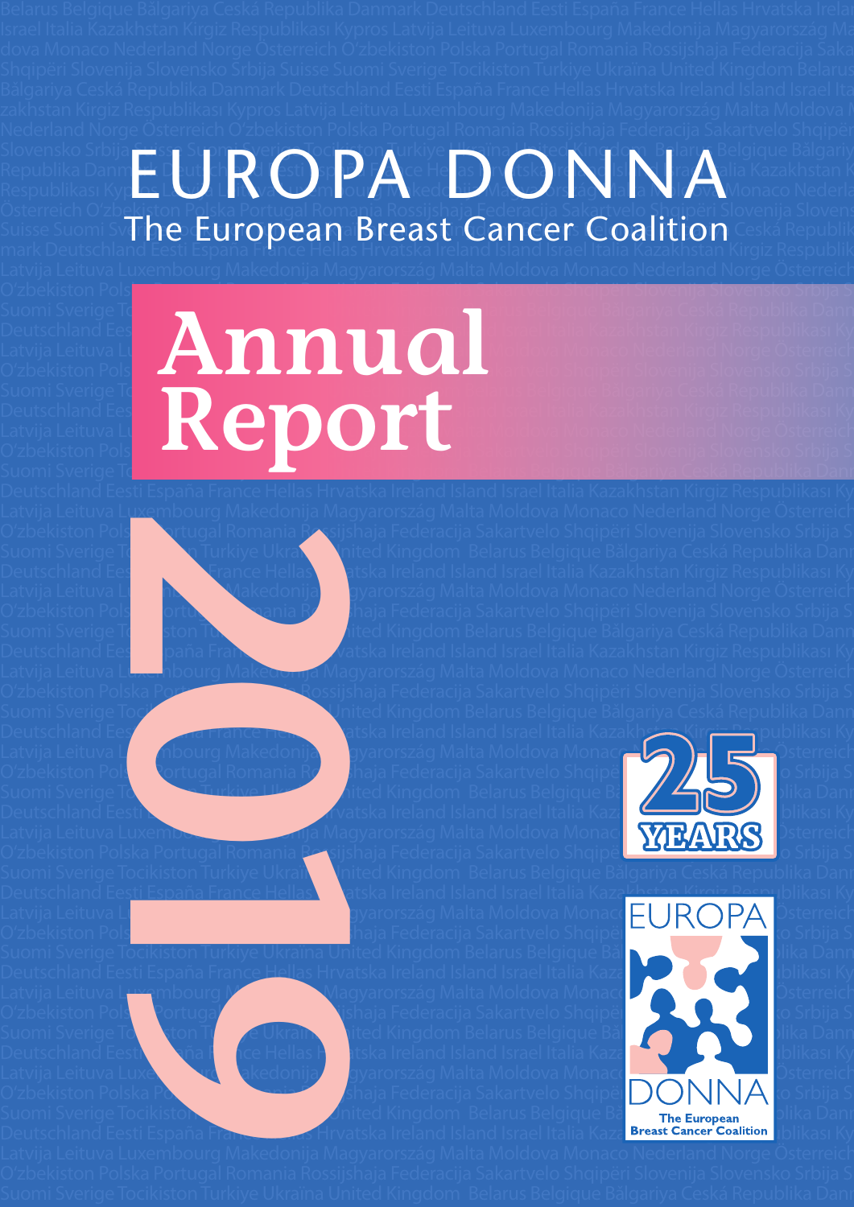# EUROPA DONNA

The European Breast Cancer Coalition

# Annual Report

# 2019

25 YEARS

EUROPA DONNA
The European Breast Cancer Coalition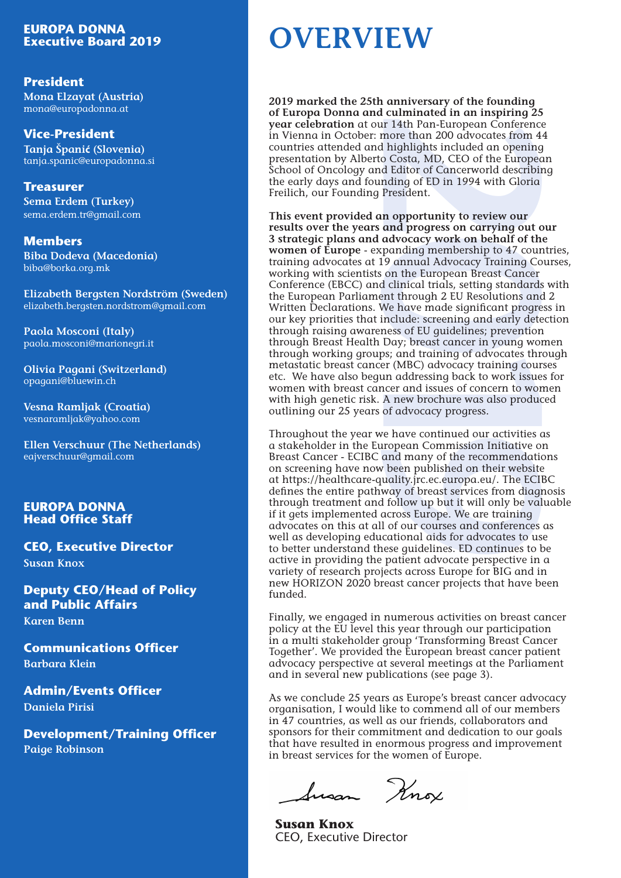## EUROPA DONNA Executive Board 2019

**President**
Mona Elzayat (Austria)
mona@europadonna.at

**Vice-President**
Tanja Španić (Slovenia)
tanja.spanic@europadonna.si

**Treasurer**
Sema Erdem (Turkey)
sema.erdem.tr@gmail.com

**Members**
Biba Dodeva (Macedonia)
biba@borka.org.mk

Elizabeth Bergsten Nordström (Sweden)
elizabeth.bergsten.nordstrom@gmail.com

Paola Mosconi (Italy)
paola.mosconi@marionegri.it

Olivia Pagani (Switzerland)
opagani@bluewin.ch

Vesna Ramljak (Croatia)
vesnaramljak@yahoo.com

Ellen Verschuur (The Netherlands)
eajverschuur@gmail.com

## EUROPA DONNA Head Office Staff

**CEO, Executive Director**
Susan Knox

**Deputy CEO/Head of Policy and Public Affairs**
Karen Benn

**Communications Officer**
Barbara Klein

**Admin/Events Officer**
Daniela Pirisi

**Development/Training Officer**
Paige Robinson

# OVERVIEW

**2019 marked the 25th anniversary of the founding of Europa Donna and culminated in an inspiring 25 year celebration** at our 14th Pan-European Conference in Vienna in October: more than 200 advocates from 44 countries attended and highlights included an opening presentation by Alberto Costa, MD, CEO of the European School of Oncology and Editor of Cancerworld describing the early days and founding of ED in 1994 with Gloria Freilich, our Founding President.

**This event provided an opportunity to review our results over the years and progress on carrying out our 3 strategic plans and advocacy work on behalf of the women of Europe** - expanding membership to 47 countries, training advocates at 19 annual Advocacy Training Courses, working with scientists on the European Breast Cancer Conference (EBCC) and clinical trials, setting standards with the European Parliament through 2 EU Resolutions and 2 Written Declarations. We have made significant progress in our key priorities that include: screening and early detection through raising awareness of EU guidelines; prevention through Breast Health Day; breast cancer in young women through working groups; and training of advocates through metastatic breast cancer (MBC) advocacy training courses etc. We have also begun addressing back to work issues for women with breast cancer and issues of concern to women with high genetic risk. A new brochure was also produced outlining our 25 years of advocacy progress.

Throughout the year we have continued our activities as a stakeholder in the European Commission Initiative on Breast Cancer - ECIBC and many of the recommendations on screening have now been published on their website at https://healthcare-quality.jrc.ec.europa.eu/. The ECIBC defines the entire pathway of breast services from diagnosis through treatment and follow up but it will only be valuable if it gets implemented across Europe. We are training advocates on this at all of our courses and conferences as well as developing educational aids for advocates to use to better understand these guidelines. ED continues to be active in providing the patient advocate perspective in a variety of research projects across Europe for BIG and in new HORIZON 2020 breast cancer projects that have been funded.

Finally, we engaged in numerous activities on breast cancer policy at the EU level this year through our participation in a multi stakeholder group 'Transforming Breast Cancer Together'. We provided the European breast cancer patient advocacy perspective at several meetings at the Parliament and in several new publications (see page 3).

As we conclude 25 years as Europe's breast cancer advocacy organisation, I would like to commend all of our members in 47 countries, as well as our friends, collaborators and sponsors for their commitment and dedication to our goals that have resulted in enormous progress and improvement in breast services for the women of Europe.

*Susan Knox*

**Susan Knox**
CEO, Executive Director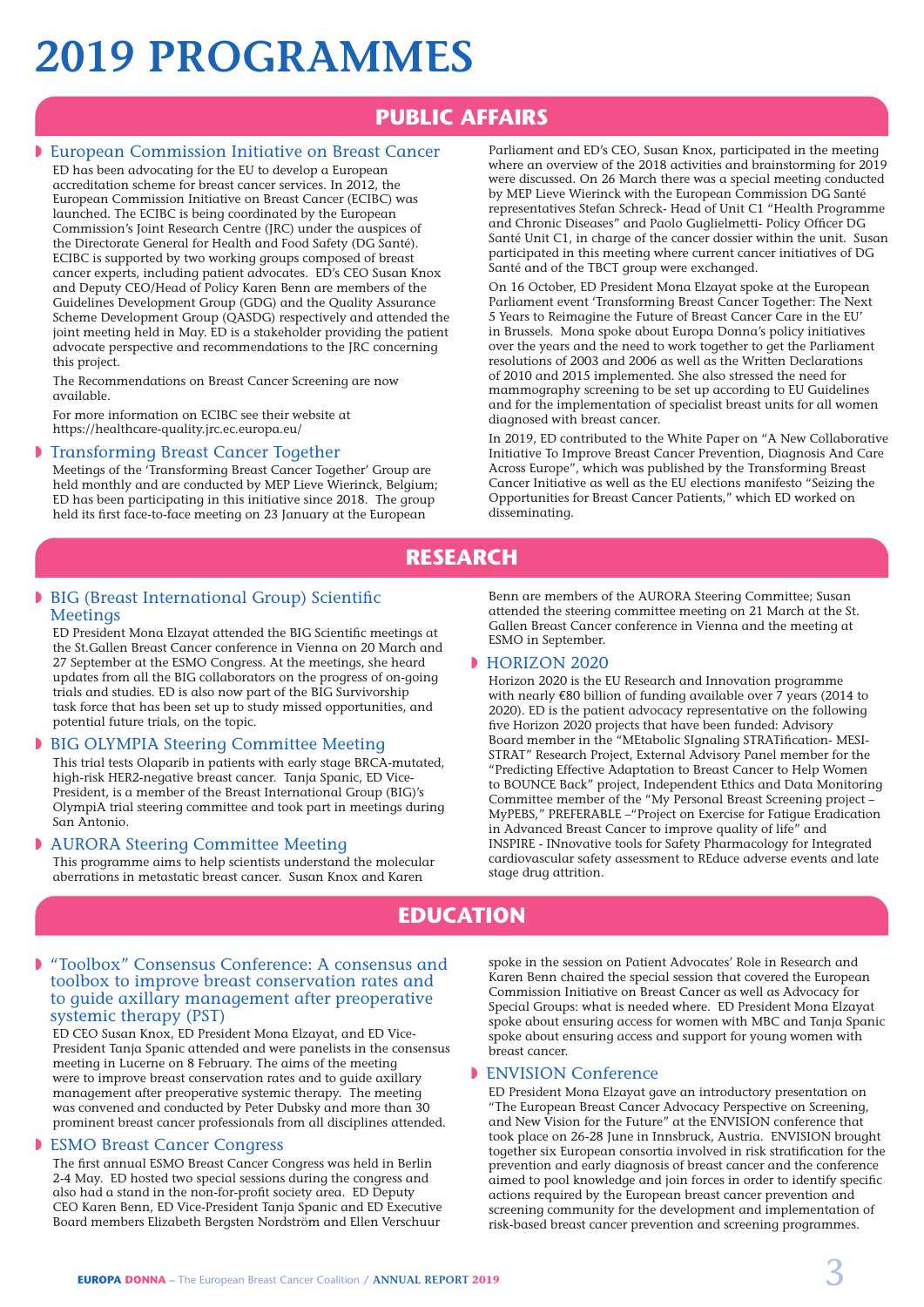# 2019 PROGRAMMES

## PUBLIC AFFAIRS

### European Commission Initiative on Breast Cancer

ED has been advocating for the EU to develop a European accreditation scheme for breast cancer services. In 2012, the European Commission Initiative on Breast Cancer (ECIBC) was launched. The ECIBC is being coordinated by the European Commission's Joint Research Centre (JRC) under the auspices of the Directorate General for Health and Food Safety (DG Santé). ECIBC is supported by two working groups composed of breast cancer experts, including patient advocates. ED's CEO Susan Knox and Deputy CEO/Head of Policy Karen Benn are members of the Guidelines Development Group (GDG) and the Quality Assurance Scheme Development Group (QASDG) respectively and attended the joint meeting held in May. ED is a stakeholder providing the patient advocate perspective and recommendations to the JRC concerning this project.

The Recommendations on Breast Cancer Screening are now available.

For more information on ECIBC see their website at https://healthcare-quality.jrc.ec.europa.eu/

### Transforming Breast Cancer Together

Meetings of the 'Transforming Breast Cancer Together' Group are held monthly and are conducted by MEP Lieve Wierinck, Belgium; ED has been participating in this initiative since 2018. The group held its first face-to-face meeting on 23 January at the European Parliament and ED's CEO, Susan Knox, participated in the meeting where an overview of the 2018 activities and brainstorming for 2019 were discussed. On 26 March there was a special meeting conducted by MEP Lieve Wierinck with the European Commission DG Santé representatives Stefan Schreck- Head of Unit C1 "Health Programme and Chronic Diseases" and Paolo Guglielmetti- Policy Officer DG Santé Unit C1, in charge of the cancer dossier within the unit. Susan participated in this meeting where current cancer initiatives of DG Santé and of the TBCT group were exchanged.

On 16 October, ED President Mona Elzayat spoke at the European Parliament event 'Transforming Breast Cancer Together: The Next 5 Years to Reimagine the Future of Breast Cancer Care in the EU' in Brussels. Mona spoke about Europa Donna's policy initiatives over the years and the need to work together to get the Parliament resolutions of 2003 and 2006 as well as the Written Declarations of 2010 and 2015 implemented. She also stressed the need for mammography screening to be set up according to EU Guidelines and for the implementation of specialist breast units for all women diagnosed with breast cancer.

In 2019, ED contributed to the White Paper on "A New Collaborative Initiative To Improve Breast Cancer Prevention, Diagnosis And Care Across Europe", which was published by the Transforming Breast Cancer Initiative as well as the EU elections manifesto "Seizing the Opportunities for Breast Cancer Patients," which ED worked on disseminating.

## RESEARCH

### BIG (Breast International Group) Scientific Meetings

ED President Mona Elzayat attended the BIG Scientific meetings at the St.Gallen Breast Cancer conference in Vienna on 20 March and 27 September at the ESMO Congress. At the meetings, she heard updates from all the BIG collaborators on the progress of on-going trials and studies. ED is also now part of the BIG Survivorship task force that has been set up to study missed opportunities, and potential future trials, on the topic.

### BIG OLYMPIA Steering Committee Meeting

This trial tests Olaparib in patients with early stage BRCA-mutated, high-risk HER2-negative breast cancer. Tanja Spanic, ED Vice-President, is a member of the Breast International Group (BIG)'s OlympiA trial steering committee and took part in meetings during San Antonio.

### AURORA Steering Committee Meeting

This programme aims to help scientists understand the molecular aberrations in metastatic breast cancer. Susan Knox and Karen Benn are members of the AURORA Steering Committee; Susan attended the steering committee meeting on 21 March at the St. Gallen Breast Cancer conference in Vienna and the meeting at ESMO in September.

### HORIZON 2020

Horizon 2020 is the EU Research and Innovation programme with nearly €80 billion of funding available over 7 years (2014 to 2020). ED is the patient advocacy representative on the following five Horizon 2020 projects that have been funded: Advisory Board member in the "MEtabolic SIgnaling STRATification- MESI-STRAT" Research Project, External Advisory Panel member for the "Predicting Effective Adaptation to Breast Cancer to Help Women to BOUNCE Back" project, Independent Ethics and Data Monitoring Committee member of the "My Personal Breast Screening project – MyPEBS," PREFERABLE –"Project on Exercise for Fatigue Eradication in Advanced Breast Cancer to improve quality of life" and INSPIRE - INnovative tools for Safety Pharmacology for Integrated cardiovascular safety assessment to REduce adverse events and late stage drug attrition.

## EDUCATION

### "Toolbox" Consensus Conference: A consensus and toolbox to improve breast conservation rates and to guide axillary management after preoperative systemic therapy (PST)

ED CEO Susan Knox, ED President Mona Elzayat, and ED Vice-President Tanja Spanic attended and were panelists in the consensus meeting in Lucerne on 8 February. The aims of the meeting were to improve breast conservation rates and to guide axillary management after preoperative systemic therapy. The meeting was convened and conducted by Peter Dubsky and more than 30 prominent breast cancer professionals from all disciplines attended.

### ESMO Breast Cancer Congress

The first annual ESMO Breast Cancer Congress was held in Berlin 2-4 May. ED hosted two special sessions during the congress and also had a stand in the non-for-profit society area. ED Deputy CEO Karen Benn, ED Vice-President Tanja Spanic and ED Executive Board members Elizabeth Bergsten Nordström and Ellen Verschuur spoke in the session on Patient Advocates' Role in Research and Karen Benn chaired the special session that covered the European Commission Initiative on Breast Cancer as well as Advocacy for Special Groups: what is needed where. ED President Mona Elzayat spoke about ensuring access for women with MBC and Tanja Spanic spoke about ensuring access and support for young women with breast cancer.

### ENVISION Conference

ED President Mona Elzayat gave an introductory presentation on "The European Breast Cancer Advocacy Perspective on Screening, and New Vision for the Future" at the ENVISION conference that took place on 26-28 June in Innsbruck, Austria. ENVISION brought together six European consortia involved in risk stratification for the prevention and early diagnosis of breast cancer and the conference aimed to pool knowledge and join forces in order to identify specific actions required by the European breast cancer prevention and screening community for the development and implementation of risk-based breast cancer prevention and screening programmes.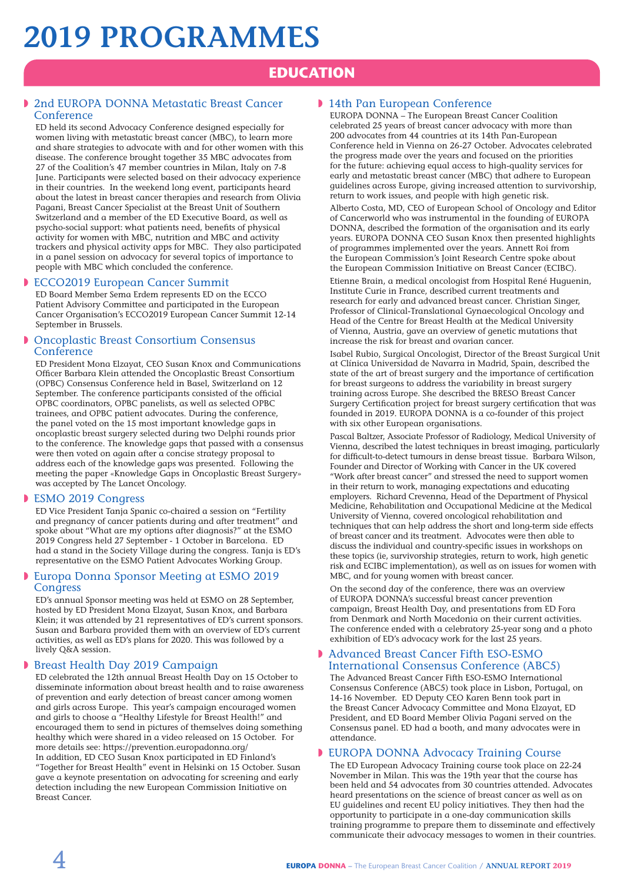# 2019 PROGRAMMES

## EDUCATION

### 2nd EUROPA DONNA Metastatic Breast Cancer Conference

ED held its second Advocacy Conference designed especially for women living with metastatic breast cancer (MBC), to learn more and share strategies to advocate with and for other women with this disease. The conference brought together 35 MBC advocates from 27 of the Coalition's 47 member countries in Milan, Italy on 7-8 June. Participants were selected based on their advocacy experience in their countries. In the weekend long event, participants heard about the latest in breast cancer therapies and research from Olivia Pagani, Breast Cancer Specialist at the Breast Unit of Southern Switzerland and a member of the ED Executive Board, as well as psycho-social support: what patients need, benefits of physical activity for women with MBC, nutrition and MBC and activity trackers and physical activity apps for MBC. They also participated in a panel session on advocacy for several topics of importance to people with MBC which concluded the conference.

### ECCO2019 European Cancer Summit

ED Board Member Sema Erdem represents ED on the ECCO Patient Advisory Committee and participated in the European Cancer Organisation's ECCO2019 European Cancer Summit 12-14 September in Brussels.

### Oncoplastic Breast Consortium Consensus Conference

ED President Mona Elzayat, CEO Susan Knox and Communications Officer Barbara Klein attended the Oncoplastic Breast Consortium (OPBC) Consensus Conference held in Basel, Switzerland on 12 September. The conference participants consisted of the official OPBC coordinators, OPBC panelists, as well as selected OPBC trainees, and OPBC patient advocates. During the conference, the panel voted on the 15 most important knowledge gaps in oncoplastic breast surgery selected during two Delphi rounds prior to the conference. The knowledge gaps that passed with a consensus were then voted on again after a concise strategy proposal to address each of the knowledge gaps was presented. Following the meeting the paper «Knowledge Gaps in Oncoplastic Breast Surgery» was accepted by The Lancet Oncology.

### ESMO 2019 Congress

ED Vice President Tanja Spanic co-chaired a session on "Fertility and pregnancy of cancer patients during and after treatment" and spoke about "What are my options after diagnosis?" at the ESMO 2019 Congress held 27 September - 1 October in Barcelona. ED had a stand in the Society Village during the congress. Tanja is ED's representative on the ESMO Patient Advocates Working Group.

### Europa Donna Sponsor Meeting at ESMO 2019 Congress

ED's annual Sponsor meeting was held at ESMO on 28 September, hosted by ED President Mona Elzayat, Susan Knox, and Barbara Klein; it was attended by 21 representatives of ED's current sponsors. Susan and Barbara provided them with an overview of ED's current activities, as well as ED's plans for 2020. This was followed by a lively Q&A session.

### Breast Health Day 2019 Campaign

ED celebrated the 12th annual Breast Health Day on 15 October to disseminate information about breast health and to raise awareness of prevention and early detection of breast cancer among women and girls across Europe. This year's campaign encouraged women and girls to choose a "Healthy Lifestyle for Breast Health!" and encouraged them to send in pictures of themselves doing something healthy which were shared in a video released on 15 October. For more details see: https://prevention.europadonna.org/

In addition, ED CEO Susan Knox participated in ED Finland's "Together for Breast Health" event in Helsinki on 15 October. Susan gave a keynote presentation on advocating for screening and early detection including the new European Commission Initiative on Breast Cancer.

### 14th Pan European Conference

EUROPA DONNA – The European Breast Cancer Coalition celebrated 25 years of breast cancer advocacy with more than 200 advocates from 44 countries at its 14th Pan-European Conference held in Vienna on 26-27 October. Advocates celebrated the progress made over the years and focused on the priorities for the future: achieving equal access to high-quality services for early and metastatic breast cancer (MBC) that adhere to European guidelines across Europe, giving increased attention to survivorship, return to work issues, and people with high genetic risk.

Alberto Costa, MD, CEO of European School of Oncology and Editor of Cancerworld who was instrumental in the founding of EUROPA DONNA, described the formation of the organisation and its early years. EUROPA DONNA CEO Susan Knox then presented highlights of programmes implemented over the years. Annett Roi from the European Commission's Joint Research Centre spoke about the European Commission Initiative on Breast Cancer (ECIBC).

Etienne Brain, a medical oncologist from Hospital René Huguenin, Institute Curie in France, described current treatments and research for early and advanced breast cancer. Christian Singer, Professor of Clinical-Translational Gynaecological Oncology and Head of the Centre for Breast Health at the Medical University of Vienna, Austria, gave an overview of genetic mutations that increase the risk for breast and ovarian cancer.

Isabel Rubio, Surgical Oncologist, Director of the Breast Surgical Unit at Clínica Universidad de Navarra in Madrid, Spain, described the state of the art of breast surgery and the importance of certification for breast surgeons to address the variability in breast surgery training across Europe. She described the BRESO Breast Cancer Surgery Certification project for breast surgery certification that was founded in 2019. EUROPA DONNA is a co-founder of this project with six other European organisations.

Pascal Baltzer, Associate Professor of Radiology, Medical University of Vienna, described the latest techniques in breast imaging, particularly for difficult-to-detect tumours in dense breast tissue. Barbara Wilson, Founder and Director of Working with Cancer in the UK covered "Work after breast cancer" and stressed the need to support women in their return to work, managing expectations and educating employers. Richard Crevenna, Head of the Department of Physical Medicine, Rehabilitation and Occupational Medicine at the Medical University of Vienna, covered oncological rehabilitation and techniques that can help address the short and long-term side effects of breast cancer and its treatment. Advocates were then able to discuss the individual and country-specific issues in workshops on these topics (ie, survivorship strategies, return to work, high genetic risk and ECIBC implementation), as well as on issues for women with MBC, and for young women with breast cancer.

On the second day of the conference, there was an overview of EUROPA DONNA's successful breast cancer prevention campaign, Breast Health Day, and presentations from ED Fora from Denmark and North Macedonia on their current activities. The conference ended with a celebratory 25-year song and a photo exhibition of ED's advocacy work for the last 25 years.

### Advanced Breast Cancer Fifth ESO-ESMO International Consensus Conference (ABC5)

The Advanced Breast Cancer Fifth ESO-ESMO International Consensus Conference (ABC5) took place in Lisbon, Portugal, on 14-16 November. ED Deputy CEO Karen Benn took part in the Breast Cancer Advocacy Committee and Mona Elzayat, ED President, and ED Board Member Olivia Pagani served on the Consensus panel. ED had a booth, and many advocates were in attendance.

### EUROPA DONNA Advocacy Training Course

The ED European Advocacy Training course took place on 22-24 November in Milan. This was the 19th year that the course has been held and 54 advocates from 30 countries attended. Advocates heard presentations on the science of breast cancer as well as on EU guidelines and recent EU policy initiatives. They then had the opportunity to participate in a one-day communication skills training programme to prepare them to disseminate and effectively communicate their advocacy messages to women in their countries.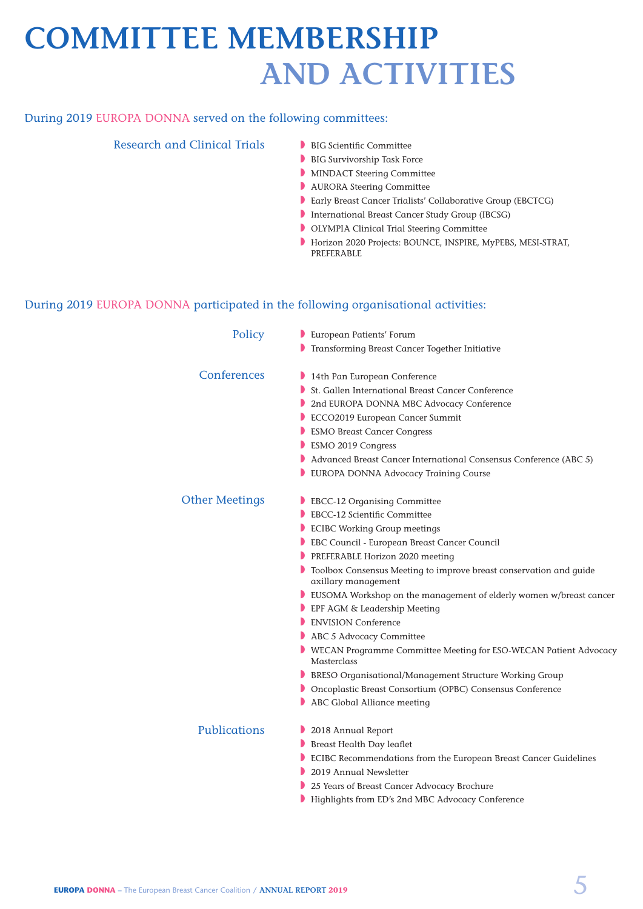# COMMITTEE MEMBERSHIP AND ACTIVITIES

During 2019 EUROPA DONNA served on the following committees:

### Research and Clinical Trials

- BIG Scientific Committee
- BIG Survivorship Task Force
- MINDACT Steering Committee
- AURORA Steering Committee
- Early Breast Cancer Trialists' Collaborative Group (EBCTCG)
- International Breast Cancer Study Group (IBCSG)
- OLYMPIA Clinical Trial Steering Committee
- Horizon 2020 Projects: BOUNCE, INSPIRE, MyPEBS, MESI-STRAT, PREFERABLE

During 2019 EUROPA DONNA participated in the following organisational activities:

### Policy

- European Patients' Forum
- Transforming Breast Cancer Together Initiative

### Conferences

- 14th Pan European Conference
- St. Gallen International Breast Cancer Conference
- 2nd EUROPA DONNA MBC Advocacy Conference
- ECCO2019 European Cancer Summit
- ESMO Breast Cancer Congress
- ESMO 2019 Congress
- Advanced Breast Cancer International Consensus Conference (ABC 5)
- EUROPA DONNA Advocacy Training Course

### Other Meetings

- EBCC-12 Organising Committee
- EBCC-12 Scientific Committee
- ECIBC Working Group meetings
- EBC Council - European Breast Cancer Council
- PREFERABLE Horizon 2020 meeting
- Toolbox Consensus Meeting to improve breast conservation and guide axillary management
- EUSOMA Workshop on the management of elderly women w/breast cancer
- EPF AGM & Leadership Meeting
- ENVISION Conference
- ABC 5 Advocacy Committee
- WECAN Programme Committee Meeting for ESO-WECAN Patient Advocacy Masterclass
- BRESO Organisational/Management Structure Working Group
- Oncoplastic Breast Consortium (OPBC) Consensus Conference
- ABC Global Alliance meeting

### Publications

- 2018 Annual Report
- Breast Health Day leaflet
- ECIBC Recommendations from the European Breast Cancer Guidelines
- 2019 Annual Newsletter
- 25 Years of Breast Cancer Advocacy Brochure
- Highlights from ED's 2nd MBC Advocacy Conference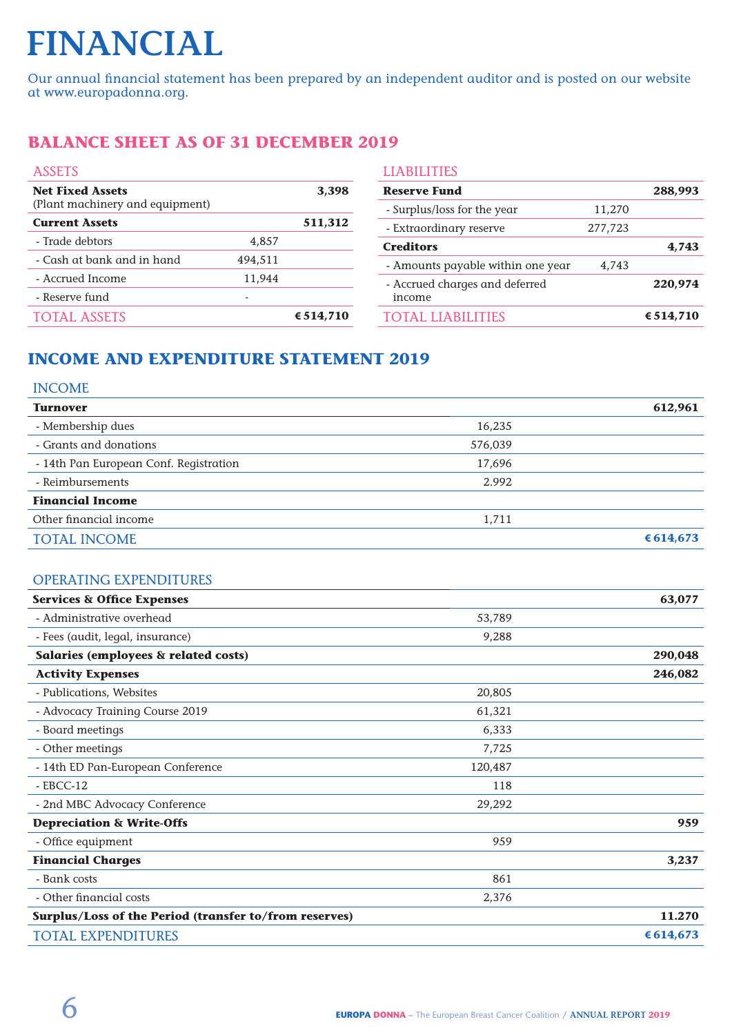# FINANCIAL

Our annual financial statement has been prepared by an independent auditor and is posted on our website at www.europadonna.org.

## BALANCE SHEET AS OF 31 DECEMBER 2019

| ASSETS | | |
|---|---|---|
| **Net Fixed Assets** (Plant machinery and equipment) | | **3,398** |
| **Current Assets** | | **511,312** |
| - Trade debtors | 4,857 | |
| - Cash at bank and in hand | 494,511 | |
| - Accrued Income | 11,944 | |
| - Reserve fund | - | |
| TOTAL ASSETS | | **€ 514,710** |

| LIABILITIES | | |
|---|---|---|
| **Reserve Fund** | | **288,993** |
| - Surplus/loss for the year | 11,270 | |
| - Extraordinary reserve | 277,723 | |
| **Creditors** | | **4,743** |
| - Amounts payable within one year | 4,743 | |
| - Accrued charges and deferred income | | **220,974** |
| TOTAL LIABILITIES | | **€ 514,710** |

## INCOME AND EXPENDITURE STATEMENT 2019

| INCOME | | |
|---|---|---|
| **Turnover** | | **612,961** |
| - Membership dues | 16,235 | |
| - Grants and donations | 576,039 | |
| - 14th Pan European Conf. Registration | 17,696 | |
| - Reimbursements | 2.992 | |
| **Financial Income** | | |
| Other financial income | 1,711 | |
| TOTAL INCOME | | **€ 614,673** |

| OPERATING EXPENDITURES | | |
|---|---|---|
| **Services & Office Expenses** | | **63,077** |
| - Administrative overhead | 53,789 | |
| - Fees (audit, legal, insurance) | 9,288 | |
| **Salaries (employees & related costs)** | | **290,048** |
| **Activity Expenses** | | **246,082** |
| - Publications, Websites | 20,805 | |
| - Advocacy Training Course 2019 | 61,321 | |
| - Board meetings | 6,333 | |
| - Other meetings | 7,725 | |
| - 14th ED Pan-European Conference | 120,487 | |
| - EBCC-12 | 118 | |
| - 2nd MBC Advocacy Conference | 29,292 | |
| **Depreciation & Write-Offs** | | **959** |
| - Office equipment | 959 | |
| **Financial Charges** | | **3,237** |
| - Bank costs | 861 | |
| - Other financial costs | 2,376 | |
| **Surplus/Loss of the Period (transfer to/from reserves)** | | **11.270** |
| TOTAL EXPENDITURES | | **€ 614,673** |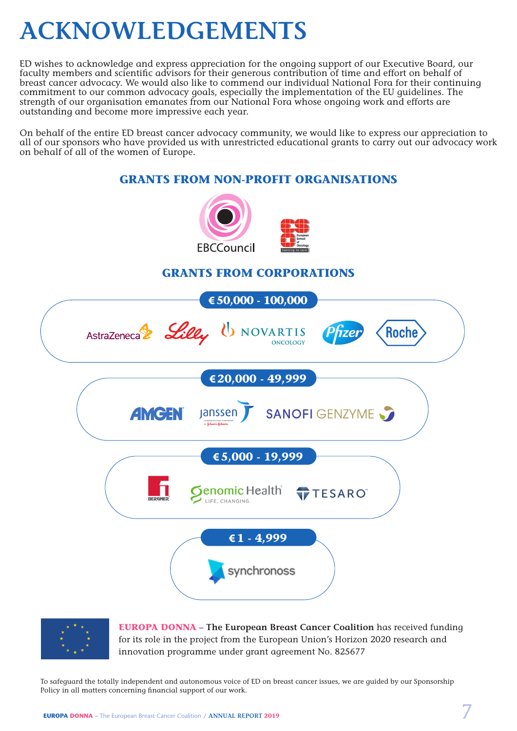# ACKNOWLEDGEMENTS

ED wishes to acknowledge and express appreciation for the ongoing support of our Executive Board, our faculty members and scientific advisors for their generous contribution of time and effort on behalf of breast cancer advocacy. We would also like to commend our individual National Fora for their continuing commitment to our common advocacy goals, especially the implementation of the EU guidelines. The strength of our organisation emanates from our National Fora whose ongoing work and efforts are outstanding and become more impressive each year.

On behalf of the entire ED breast cancer advocacy community, we would like to express our appreciation to all of our sponsors who have provided us with unrestricted educational grants to carry out our advocacy work on behalf of all of the women of Europe.

## GRANTS FROM NON-PROFIT ORGANISATIONS

EBCCouncil

European School of Oncology – learning to care

## GRANTS FROM CORPORATIONS

**€ 50,000 - 100,000**

AstraZeneca, Lilly, Novartis Oncology, Pfizer, Roche

**€ 20,000 - 49,999**

Amgen, Janssen, Sanofi Genzyme

**€ 5,000 - 19,999**

Bergner, Genomic Health – Life, Changing., Tesaro

**€ 1 - 4,999**

synchronoss

**EUROPA DONNA** – **The European Breast Cancer Coalition** has received funding for its role in the project from the European Union's Horizon 2020 research and innovation programme under grant agreement No. 825677

To safeguard the totally independent and autonomous voice of ED on breast cancer issues, we are guided by our Sponsorship Policy in all matters concerning financial support of our work.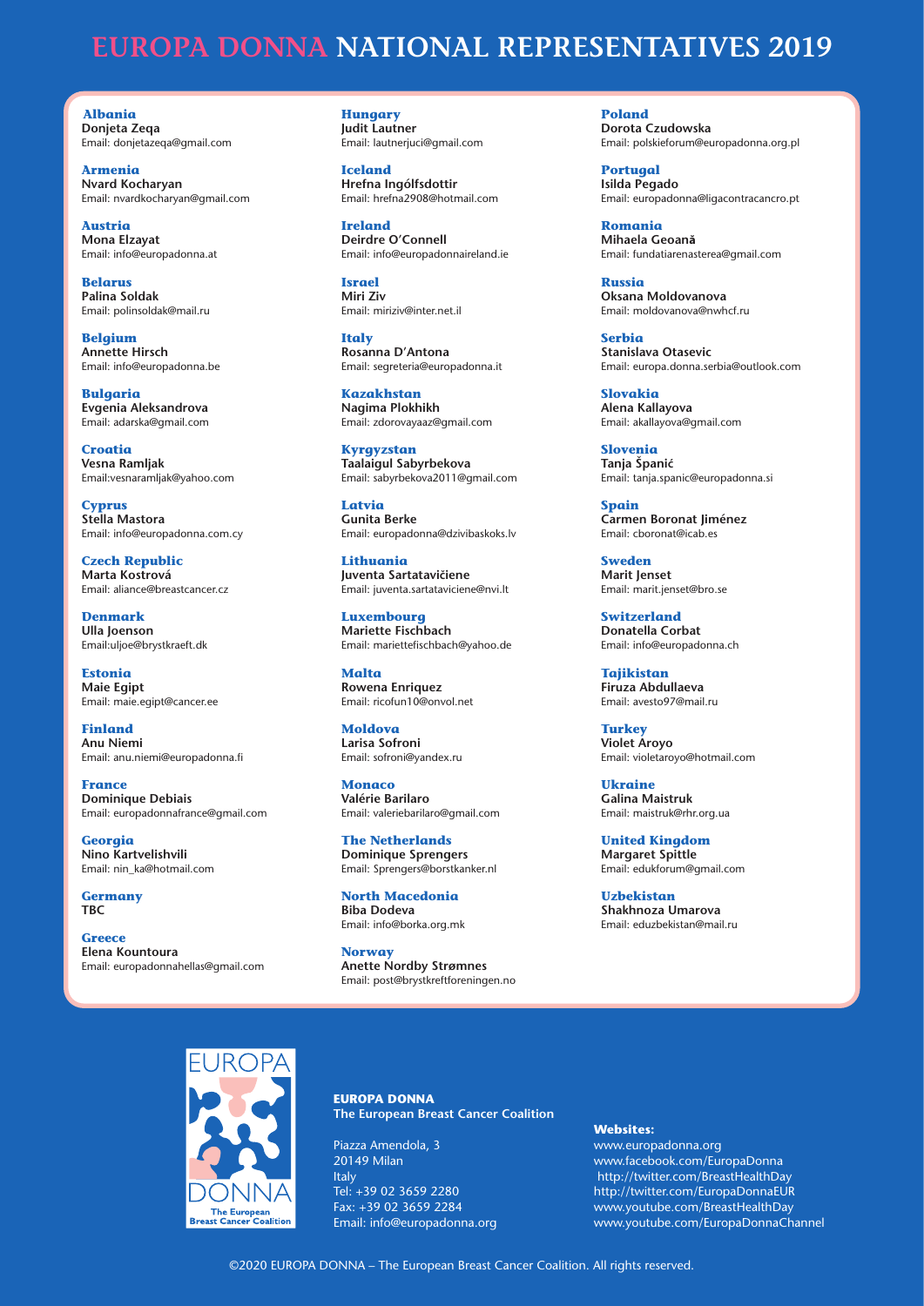# EUROPA DONNA NATIONAL REPRESENTATIVES 2019

**Albania**
**Donjeta Zeqa**
Email: donjetazeqa@gmail.com

**Armenia**
**Nvard Kocharyan**
Email: nvardkocharyan@gmail.com

**Austria**
**Mona Elzayat**
Email: info@europadonna.at

**Belarus**
**Palina Soldak**
Email: polinsoldak@mail.ru

**Belgium**
**Annette Hirsch**
Email: info@europadonna.be

**Bulgaria**
**Evgenia Aleksandrova**
Email: adarska@gmail.com

**Croatia**
**Vesna Ramljak**
Email:vesnaramljak@yahoo.com

**Cyprus**
**Stella Mastora**
Email: info@europadonna.com.cy

**Czech Republic**
**Marta Kostrová**
Email: aliance@breastcancer.cz

**Denmark**
**Ulla Joenson**
Email:uljoe@brystkraeft.dk

**Estonia**
**Maie Egipt**
Email: maie.egipt@cancer.ee

**Finland**
**Anu Niemi**
Email: anu.niemi@europadonna.fi

**France**
**Dominique Debiais**
Email: europadonnafrance@gmail.com

**Georgia**
**Nino Kartvelishvili**
Email: nin_ka@hotmail.com

**Germany**
**TBC**

**Greece**
**Elena Kountoura**
Email: europadonnahellas@gmail.com

**Hungary**
**Judit Lautner**
Email: lautnerjuci@gmail.com

**Iceland**
**Hrefna Ingólfsdottir**
Email: hrefna2908@hotmail.com

**Ireland**
**Deirdre O'Connell**
Email: info@europadonnaireland.ie

**Israel**
**Miri Ziv**
Email: miriziv@inter.net.il

**Italy**
**Rosanna D'Antona**
Email: segreteria@europadonna.it

**Kazakhstan**
**Nagima Plokhikh**
Email: zdorovayaaz@gmail.com

**Kyrgyzstan**
**Taalaigul Sabyrbekova**
Email: sabyrbekova2011@gmail.com

**Latvia**
**Gunita Berke**
Email: europadonna@dzivibaskoks.lv

**Lithuania**
**Juventa Sartatavičiene**
Email: juventa.sartataviciene@nvi.lt

**Luxembourg**
**Mariette Fischbach**
Email: mariettefischbach@yahoo.de

**Malta**
**Rowena Enriquez**
Email: ricofun10@onvol.net

**Moldova**
**Larisa Sofroni**
Email: sofroni@yandex.ru

**Monaco**
**Valérie Barilaro**
Email: valeriebarilaro@gmail.com

**The Netherlands**
**Dominique Sprengers**
Email: Sprengers@borstkanker.nl

**North Macedonia**
**Biba Dodeva**
Email: info@borka.org.mk

**Norway**
**Anette Nordby Strømnes**
Email: post@brystkreftforeningen.no

**Poland**
**Dorota Czudowska**
Email: polskieforum@europadonna.org.pl

**Portugal**
**Isilda Pegado**
Email: europadonna@ligacontracancro.pt

**Romania**
**Mihaela Geoană**
Email: fundatiarenasterea@gmail.com

**Russia**
**Oksana Moldovanova**
Email: moldovanova@nwhcf.ru

**Serbia**
**Stanislava Otasevic**
Email: europa.donna.serbia@outlook.com

**Slovakia**
**Alena Kallayova**
Email: akallayova@gmail.com

**Slovenia**
**Tanja Španić**
Email: tanja.spanic@europadonna.si

**Spain**
**Carmen Boronat Jiménez**
Email: cboronat@icab.es

**Sweden**
**Marit Jenset**
Email: marit.jenset@bro.se

**Switzerland**
**Donatella Corbat**
Email: info@europadonna.ch

**Tajikistan**
**Firuza Abdullaeva**
Email: avesto97@mail.ru

**Turkey**
**Violet Aroyo**
Email: violetaroyo@hotmail.com

**Ukraine**
**Galina Maistruk**
Email: maistruk@rhr.org.ua

**United Kingdom**
**Margaret Spittle**
Email: edukforum@gmail.com

**Uzbekistan**
**Shakhnoza Umarova**
Email: eduzbekistan@mail.ru

EUROPA DONNA
The European Breast Cancer Coalition

**EUROPA DONNA**
**The European Breast Cancer Coalition**

Piazza Amendola, 3
20149 Milan
Italy
Tel: +39 02 3659 2280
Fax: +39 02 3659 2284
Email: info@europadonna.org

**Websites:**
www.europadonna.org
www.facebook.com/EuropaDonna
http://twitter.com/BreastHealthDay
http://twitter.com/EuropaDonnaEUR
www.youtube.com/BreastHealthDay
www.youtube.com/EuropaDonnaChannel

©2020 EUROPA DONNA – The European Breast Cancer Coalition. All rights reserved.